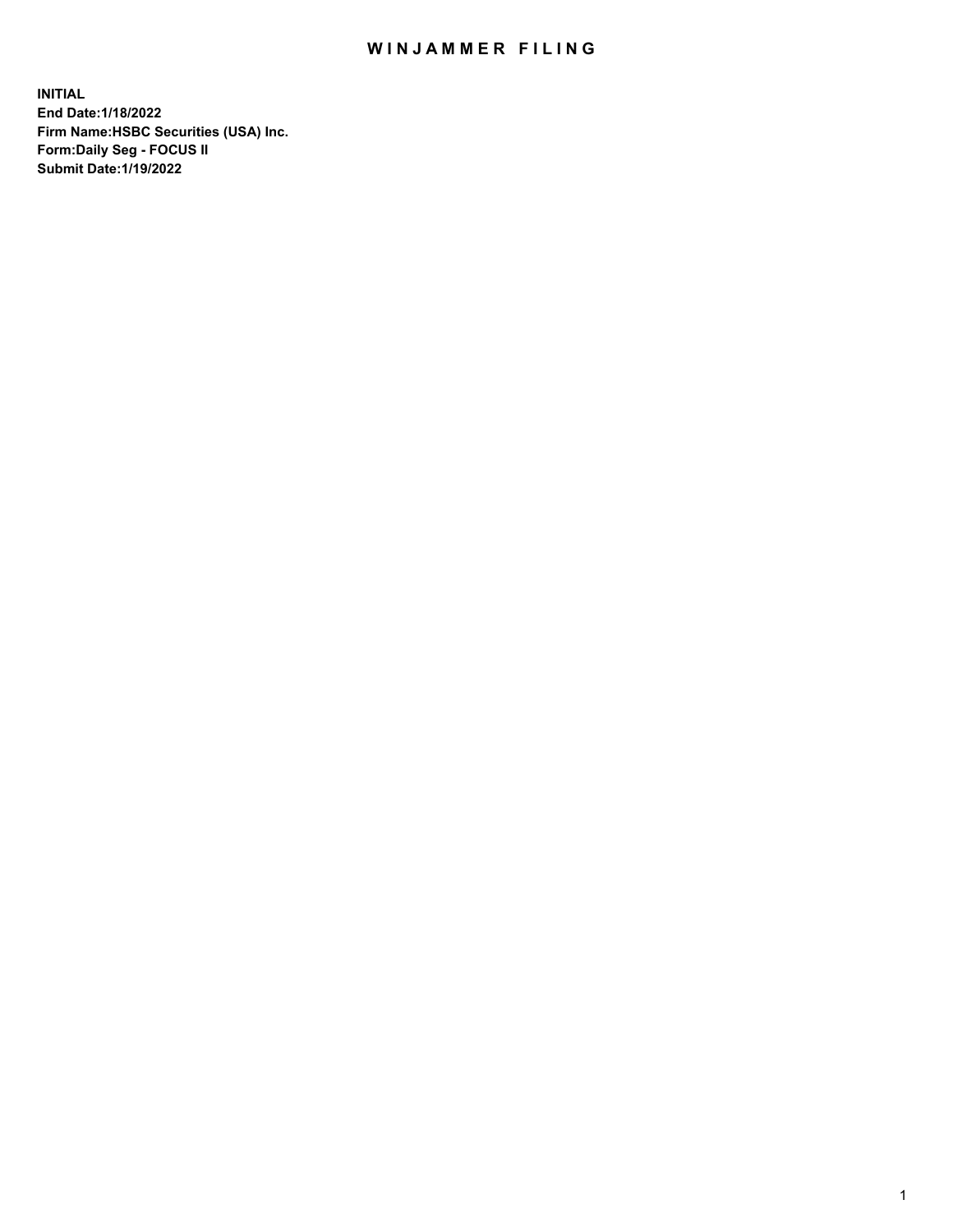# WINJAMMER FILING

**INITIAL**
**End Date:1/18/2022**
**Firm Name:HSBC Securities (USA) Inc.**
**Form:Daily Seg - FOCUS II**
**Submit Date:1/19/2022**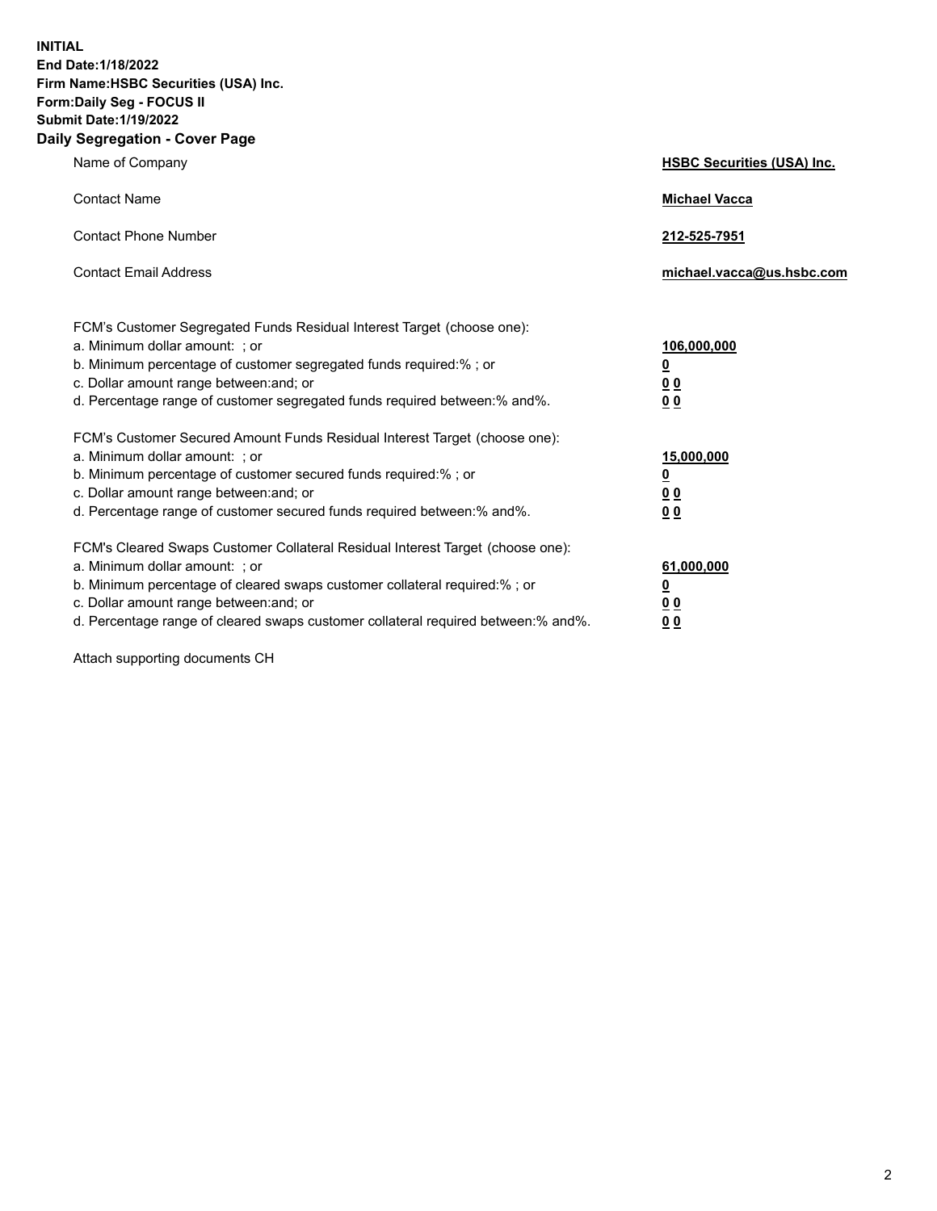**INITIAL**
**End Date:1/18/2022**
**Firm Name:HSBC Securities (USA) Inc.**
**Form:Daily Seg - FOCUS II**
**Submit Date:1/19/2022**

## Daily Segregation - Cover Page

| | |
|---|---|
| Name of Company | **HSBC Securities (USA) Inc.** |
| Contact Name | **Michael Vacca** |
| Contact Phone Number | **212-525-7951** |
| Contact Email Address | **michael.vacca@us.hsbc.com** |

| | |
|---|---|
| FCM's Customer Segregated Funds Residual Interest Target (choose one): | |
| a. Minimum dollar amount: ; or | **106,000,000** |
| b. Minimum percentage of customer segregated funds required:% ; or | **0** |
| c. Dollar amount range between:and; or | **0 0** |
| d. Percentage range of customer segregated funds required between:% and%. | **0 0** |
| FCM's Customer Secured Amount Funds Residual Interest Target (choose one): | |
| a. Minimum dollar amount: ; or | **15,000,000** |
| b. Minimum percentage of customer secured funds required:% ; or | **0** |
| c. Dollar amount range between:and; or | **0 0** |
| d. Percentage range of customer secured funds required between:% and%. | **0 0** |
| FCM's Cleared Swaps Customer Collateral Residual Interest Target (choose one): | |
| a. Minimum dollar amount: ; or | **61,000,000** |
| b. Minimum percentage of cleared swaps customer collateral required:% ; or | **0** |
| c. Dollar amount range between:and; or | **0 0** |
| d. Percentage range of cleared swaps customer collateral required between:% and%. | **0 0** |

Attach supporting documents CH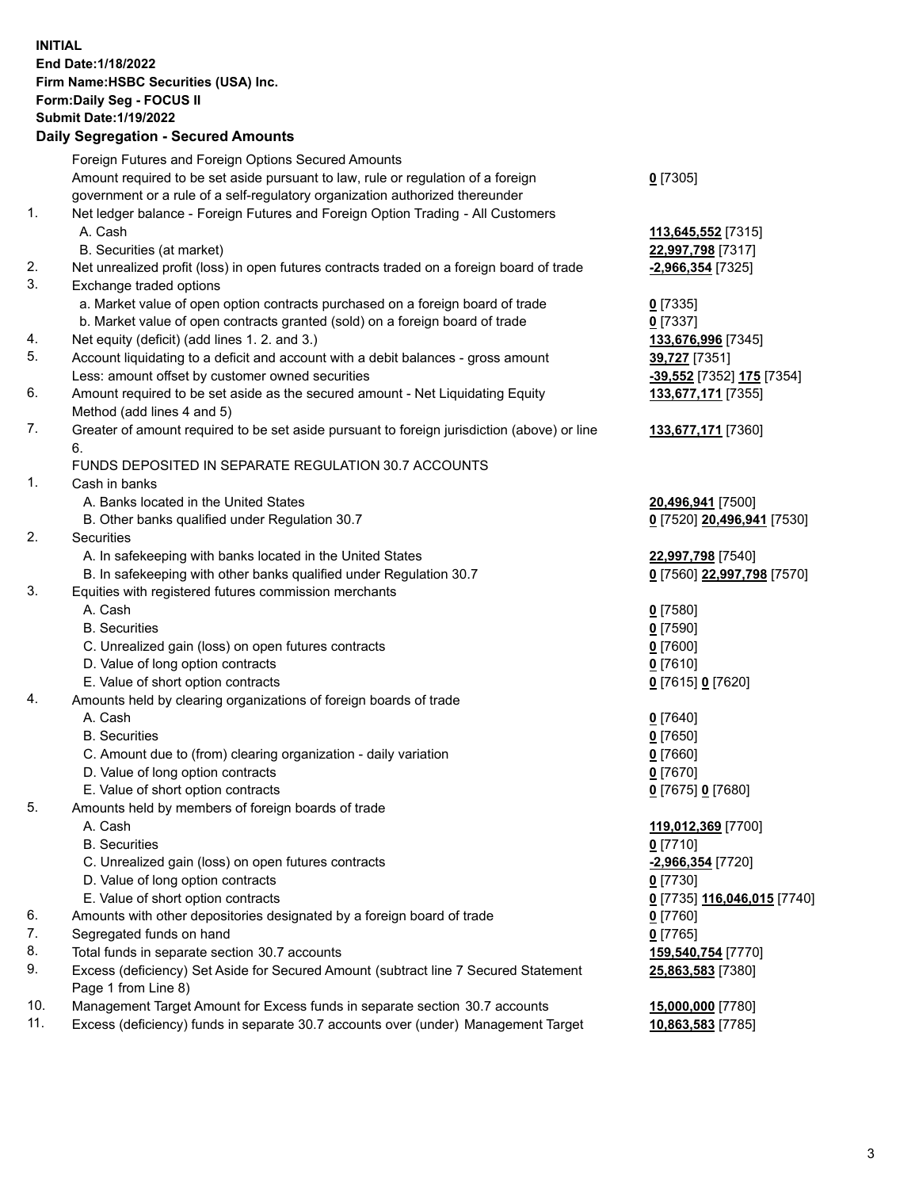**INITIAL**
**End Date:1/18/2022**
**Firm Name:HSBC Securities (USA) Inc.**
**Form:Daily Seg - FOCUS II**
**Submit Date:1/19/2022**

### Daily Segregation - Secured Amounts

| | | |
|---|---|---|
| | Foreign Futures and Foreign Options Secured Amounts | |
| | Amount required to be set aside pursuant to law, rule or regulation of a foreign government or a rule of a self-regulatory organization authorized thereunder | **0** [7305] |
| 1. | Net ledger balance - Foreign Futures and Foreign Option Trading - All Customers | |
| | A. Cash | **113,645,552** [7315] |
| | B. Securities (at market) | **22,997,798** [7317] |
| 2. | Net unrealized profit (loss) in open futures contracts traded on a foreign board of trade | **-2,966,354** [7325] |
| 3. | Exchange traded options | |
| | a. Market value of open option contracts purchased on a foreign board of trade | **0** [7335] |
| | b. Market value of open contracts granted (sold) on a foreign board of trade | **0** [7337] |
| 4. | Net equity (deficit) (add lines 1. 2. and 3.) | **133,676,996** [7345] |
| 5. | Account liquidating to a deficit and account with a debit balances - gross amount | **39,727** [7351] |
| | Less: amount offset by customer owned securities | **-39,552** [7352] **175** [7354] |
| 6. | Amount required to be set aside as the secured amount - Net Liquidating Equity Method (add lines 4 and 5) | **133,677,171** [7355] |
| 7. | Greater of amount required to be set aside pursuant to foreign jurisdiction (above) or line 6. | **133,677,171** [7360] |
| | FUNDS DEPOSITED IN SEPARATE REGULATION 30.7 ACCOUNTS | |
| 1. | Cash in banks | |
| | A. Banks located in the United States | **20,496,941** [7500] |
| | B. Other banks qualified under Regulation 30.7 | **0** [7520] **20,496,941** [7530] |
| 2. | Securities | |
| | A. In safekeeping with banks located in the United States | **22,997,798** [7540] |
| | B. In safekeeping with other banks qualified under Regulation 30.7 | **0** [7560] **22,997,798** [7570] |
| 3. | Equities with registered futures commission merchants | |
| | A. Cash | **0** [7580] |
| | B. Securities | **0** [7590] |
| | C. Unrealized gain (loss) on open futures contracts | **0** [7600] |
| | D. Value of long option contracts | **0** [7610] |
| | E. Value of short option contracts | **0** [7615] **0** [7620] |
| 4. | Amounts held by clearing organizations of foreign boards of trade | |
| | A. Cash | **0** [7640] |
| | B. Securities | **0** [7650] |
| | C. Amount due to (from) clearing organization - daily variation | **0** [7660] |
| | D. Value of long option contracts | **0** [7670] |
| | E. Value of short option contracts | **0** [7675] **0** [7680] |
| 5. | Amounts held by members of foreign boards of trade | |
| | A. Cash | **119,012,369** [7700] |
| | B. Securities | **0** [7710] |
| | C. Unrealized gain (loss) on open futures contracts | **-2,966,354** [7720] |
| | D. Value of long option contracts | **0** [7730] |
| | E. Value of short option contracts | **0** [7735] **116,046,015** [7740] |
| 6. | Amounts with other depositories designated by a foreign board of trade | **0** [7760] |
| 7. | Segregated funds on hand | **0** [7765] |
| 8. | Total funds in separate section 30.7 accounts | **159,540,754** [7770] |
| 9. | Excess (deficiency) Set Aside for Secured Amount (subtract line 7 Secured Statement Page 1 from Line 8) | **25,863,583** [7380] |
| 10. | Management Target Amount for Excess funds in separate section 30.7 accounts | **15,000,000** [7780] |
| 11. | Excess (deficiency) funds in separate 30.7 accounts over (under) Management Target | **10,863,583** [7785] |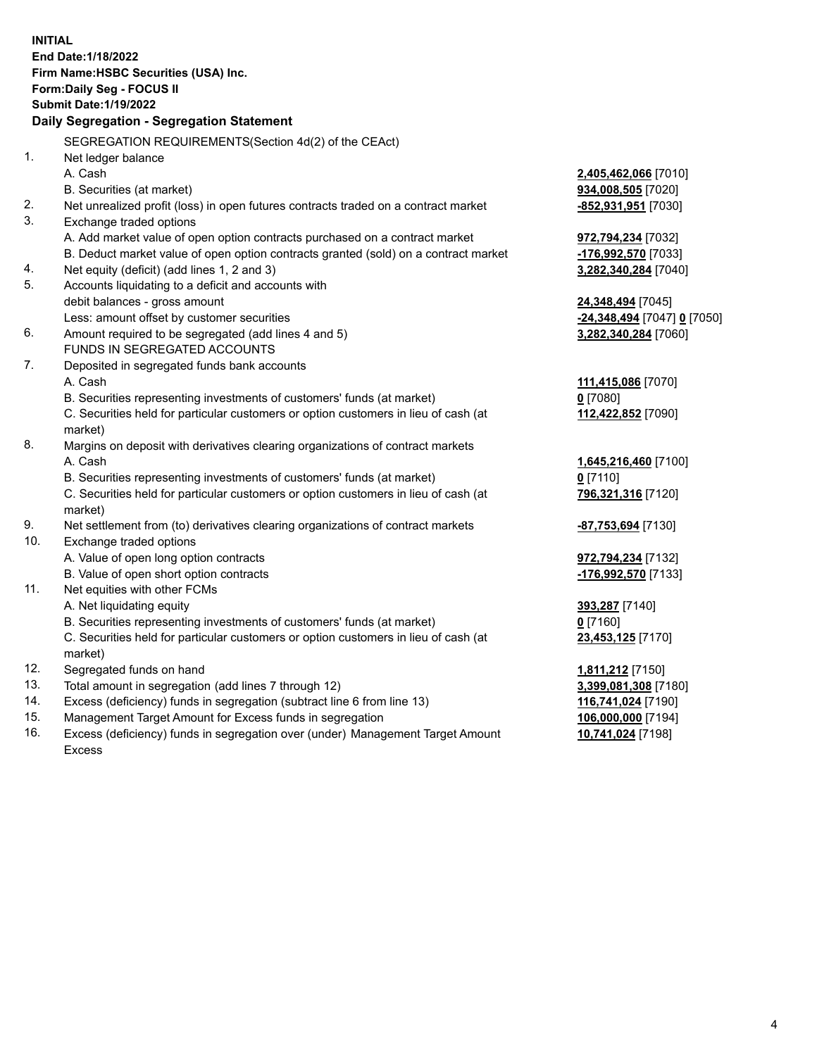**INITIAL**
**End Date:1/18/2022**
**Firm Name:HSBC Securities (USA) Inc.**
**Form:Daily Seg - FOCUS II**
**Submit Date:1/19/2022**

## Daily Segregation - Segregation Statement

| | | |
|---|---|---|
| | SEGREGATION REQUIREMENTS(Section 4d(2) of the CEAct) | |
| 1. | Net ledger balance | |
| | A. Cash | **2,405,462,066** [7010] |
| | B. Securities (at market) | **934,008,505** [7020] |
| 2. | Net unrealized profit (loss) in open futures contracts traded on a contract market | **-852,931,951** [7030] |
| 3. | Exchange traded options | |
| | A. Add market value of open option contracts purchased on a contract market | **972,794,234** [7032] |
| | B. Deduct market value of open option contracts granted (sold) on a contract market | **-176,992,570** [7033] |
| 4. | Net equity (deficit) (add lines 1, 2 and 3) | **3,282,340,284** [7040] |
| 5. | Accounts liquidating to a deficit and accounts with debit balances - gross amount | **24,348,494** [7045] |
| | Less: amount offset by customer securities | **-24,348,494** [7047] **0** [7050] |
| 6. | Amount required to be segregated (add lines 4 and 5) | **3,282,340,284** [7060] |
| | FUNDS IN SEGREGATED ACCOUNTS | |
| 7. | Deposited in segregated funds bank accounts | |
| | A. Cash | **111,415,086** [7070] |
| | B. Securities representing investments of customers' funds (at market) | **0** [7080] |
| | C. Securities held for particular customers or option customers in lieu of cash (at market) | **112,422,852** [7090] |
| 8. | Margins on deposit with derivatives clearing organizations of contract markets | |
| | A. Cash | **1,645,216,460** [7100] |
| | B. Securities representing investments of customers' funds (at market) | **0** [7110] |
| | C. Securities held for particular customers or option customers in lieu of cash (at market) | **796,321,316** [7120] |
| 9. | Net settlement from (to) derivatives clearing organizations of contract markets | **-87,753,694** [7130] |
| 10. | Exchange traded options | |
| | A. Value of open long option contracts | **972,794,234** [7132] |
| | B. Value of open short option contracts | **-176,992,570** [7133] |
| 11. | Net equities with other FCMs | |
| | A. Net liquidating equity | **393,287** [7140] |
| | B. Securities representing investments of customers' funds (at market) | **0** [7160] |
| | C. Securities held for particular customers or option customers in lieu of cash (at market) | **23,453,125** [7170] |
| 12. | Segregated funds on hand | **1,811,212** [7150] |
| 13. | Total amount in segregation (add lines 7 through 12) | **3,399,081,308** [7180] |
| 14. | Excess (deficiency) funds in segregation (subtract line 6 from line 13) | **116,741,024** [7190] |
| 15. | Management Target Amount for Excess funds in segregation | **106,000,000** [7194] |
| 16. | Excess (deficiency) funds in segregation over (under) Management Target Amount Excess | **10,741,024** [7198] |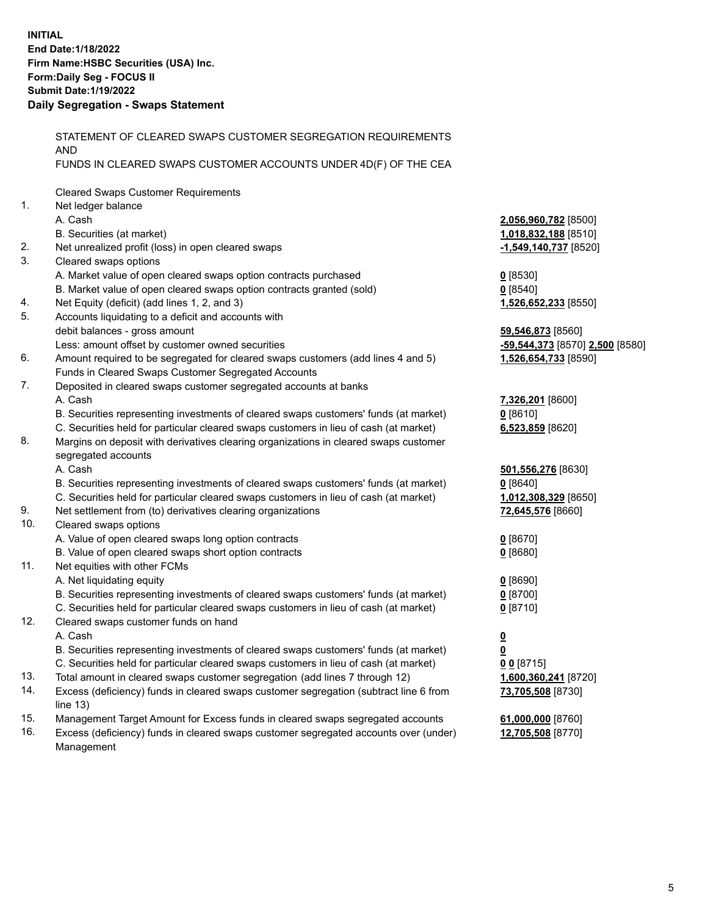**INITIAL**
**End Date:1/18/2022**
**Firm Name:HSBC Securities (USA) Inc.**
**Form:Daily Seg - FOCUS II**
**Submit Date:1/19/2022**
**Daily Segregation - Swaps Statement**

STATEMENT OF CLEARED SWAPS CUSTOMER SEGREGATION REQUIREMENTS AND
FUNDS IN CLEARED SWAPS CUSTOMER ACCOUNTS UNDER 4D(F) OF THE CEA

| | | |
|---|---|---|
| | Cleared Swaps Customer Requirements | |
| 1. | Net ledger balance | |
| | A. Cash | 2,056,960,782 [8500] |
| | B. Securities (at market) | 1,018,832,188 [8510] |
| 2. | Net unrealized profit (loss) in open cleared swaps | -1,549,140,737 [8520] |
| 3. | Cleared swaps options | |
| | A. Market value of open cleared swaps option contracts purchased | 0 [8530] |
| | B. Market value of open cleared swaps option contracts granted (sold) | 0 [8540] |
| 4. | Net Equity (deficit) (add lines 1, 2, and 3) | 1,526,652,233 [8550] |
| 5. | Accounts liquidating to a deficit and accounts with debit balances - gross amount | 59,546,873 [8560] |
| | Less: amount offset by customer owned securities | -59,544,373 [8570] 2,500 [8580] |
| 6. | Amount required to be segregated for cleared swaps customers (add lines 4 and 5) | 1,526,654,733 [8590] |
| | Funds in Cleared Swaps Customer Segregated Accounts | |
| 7. | Deposited in cleared swaps customer segregated accounts at banks | |
| | A. Cash | 7,326,201 [8600] |
| | B. Securities representing investments of cleared swaps customers' funds (at market) | 0 [8610] |
| | C. Securities held for particular cleared swaps customers in lieu of cash (at market) | 6,523,859 [8620] |
| 8. | Margins on deposit with derivatives clearing organizations in cleared swaps customer segregated accounts | |
| | A. Cash | 501,556,276 [8630] |
| | B. Securities representing investments of cleared swaps customers' funds (at market) | 0 [8640] |
| | C. Securities held for particular cleared swaps customers in lieu of cash (at market) | 1,012,308,329 [8650] |
| 9. | Net settlement from (to) derivatives clearing organizations | 72,645,576 [8660] |
| 10. | Cleared swaps options | |
| | A. Value of open cleared swaps long option contracts | 0 [8670] |
| | B. Value of open cleared swaps short option contracts | 0 [8680] |
| 11. | Net equities with other FCMs | |
| | A. Net liquidating equity | 0 [8690] |
| | B. Securities representing investments of cleared swaps customers' funds (at market) | 0 [8700] |
| | C. Securities held for particular cleared swaps customers in lieu of cash (at market) | 0 [8710] |
| 12. | Cleared swaps customer funds on hand | |
| | A. Cash | 0 |
| | B. Securities representing investments of cleared swaps customers' funds (at market) | 0 |
| | C. Securities held for particular cleared swaps customers in lieu of cash (at market) | 0 0 [8715] |
| 13. | Total amount in cleared swaps customer segregation (add lines 7 through 12) | 1,600,360,241 [8720] |
| 14. | Excess (deficiency) funds in cleared swaps customer segregation (subtract line 6 from line 13) | 73,705,508 [8730] |
| 15. | Management Target Amount for Excess funds in cleared swaps segregated accounts | 61,000,000 [8760] |
| 16. | Excess (deficiency) funds in cleared swaps customer segregated accounts over (under) Management | 12,705,508 [8770] |